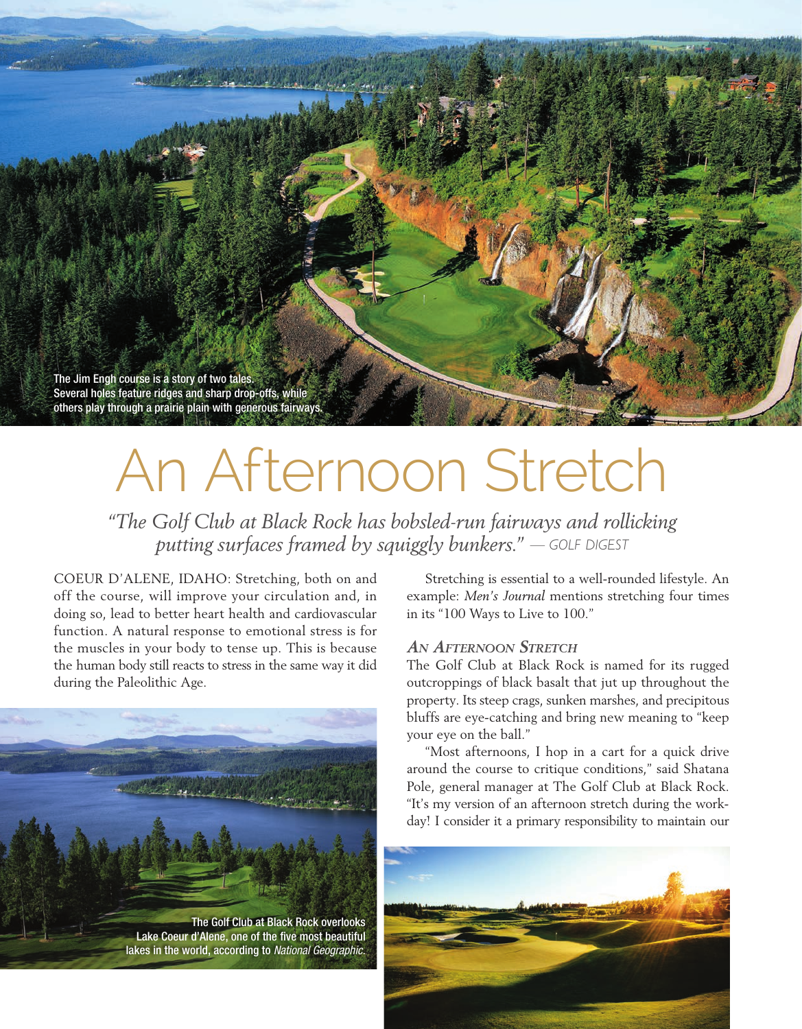The Jim Engh course is a story of two tales. Several holes feature ridges and sharp drop-offs, while others play through a prairie plain with generous fairways.

# An Afternoon Stretch

*"The Golf Club at Black Rock has bobsled-run fairways and rollicking putting surfaces framed by squiggly bunkers."* — GOLF DIGEST

COEUR D'ALENE, IDAHO: Stretching, both on and off the course, will improve your circulation and, in doing so, lead to better heart health and cardiovascular function. A natural response to emotional stress is for the muscles in your body to tense up. This is because the human body still reacts to stress in the same way it did during the Paleolithic Age.

The Golf Club at Black Rock overlooks Lake Coeur d'Alene, one of the five most beautiful lakes in the world, according to *National Geographic*.

Stretching is essential to a well-rounded lifestyle. An example: *Men's Journal* mentions stretching four times in its "100 Ways to Live to 100."

### *An Afternoon Stretch*

The Golf Club at Black Rock is named for its rugged outcroppings of black basalt that jut up throughout the property. Its steep crags, sunken marshes, and precipitous bluffs are eye-catching and bring new meaning to "keep your eye on the ball."

"Most afternoons, I hop in a cart for a quick drive around the course to critique conditions," said Shatana Pole, general manager at The Golf Club at Black Rock. "It's my version of an afternoon stretch during the work-day! I consider it a primary responsibility to maintain our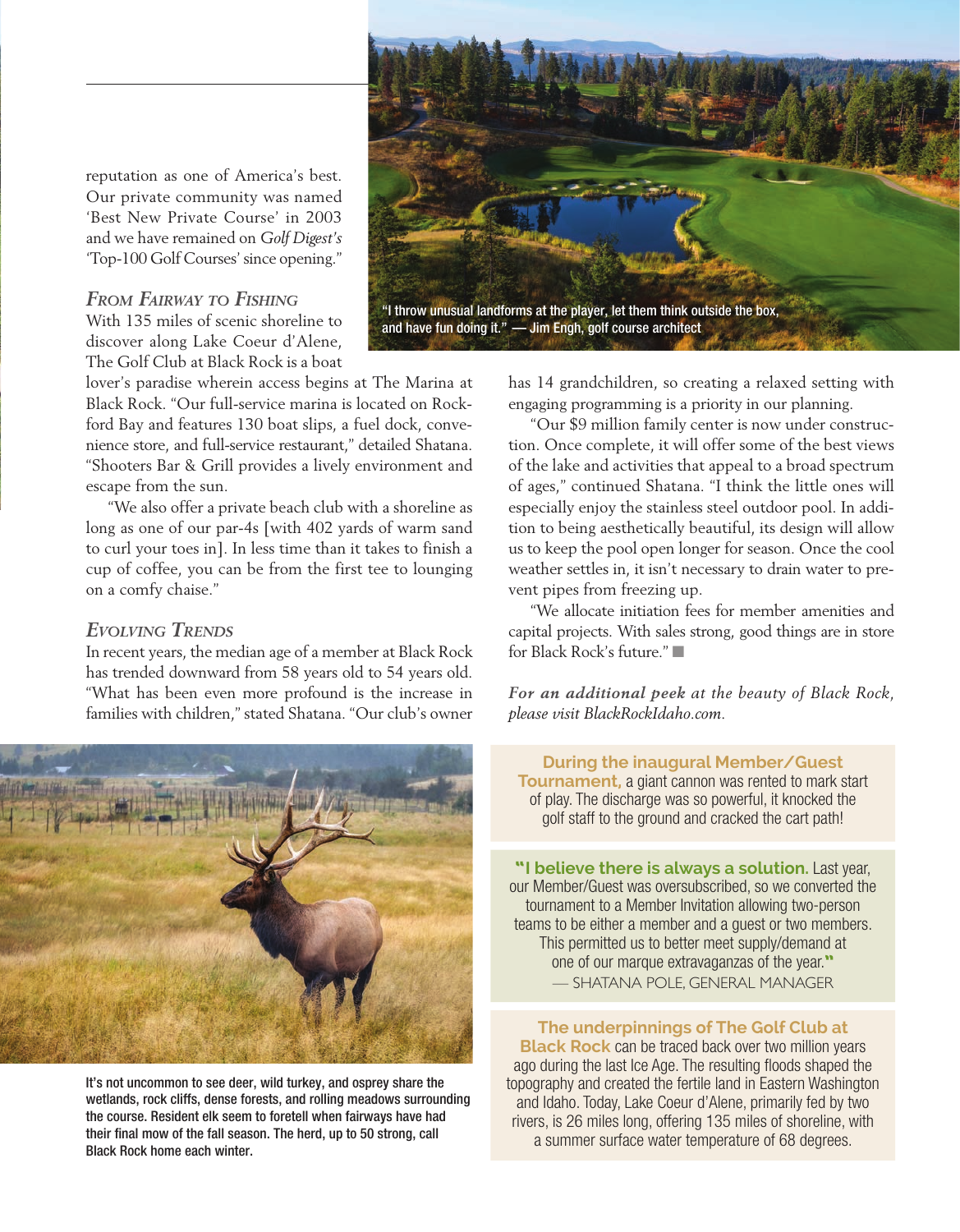reputation as one of America's best. Our private community was named 'Best New Private Course' in 2003 and we have remained on *Golf Digest's* 'Top-100 Golf Courses' since opening."

"I throw unusual landforms at the player, let them think outside the box, and have fun doing it." — Jim Engh, golf course architect

### *From Fairway to Fishing*

With 135 miles of scenic shoreline to discover along Lake Coeur d'Alene, The Golf Club at Black Rock is a boat lover's paradise wherein access begins at The Marina at Black Rock. "Our full-service marina is located on Rockford Bay and features 130 boat slips, a fuel dock, convenience store, and full-service restaurant," detailed Shatana. "Shooters Bar & Grill provides a lively environment and escape from the sun.

"We also offer a private beach club with a shoreline as long as one of our par-4s [with 402 yards of warm sand to curl your toes in]. In less time than it takes to finish a cup of coffee, you can be from the first tee to lounging on a comfy chaise."

### *Evolving Trends*

In recent years, the median age of a member at Black Rock has trended downward from 58 years old to 54 years old. "What has been even more profound is the increase in families with children," stated Shatana. "Our club's owner has 14 grandchildren, so creating a relaxed setting with engaging programming is a priority in our planning.

"Our $9 million family center is now under construction. Once complete, it will offer some of the best views of the lake and activities that appeal to a broad spectrum of ages," continued Shatana. "I think the little ones will especially enjoy the stainless steel outdoor pool. In addition to being aesthetically beautiful, its design will allow us to keep the pool open longer for season. Once the cool weather settles in, it isn't necessary to drain water to prevent pipes from freezing up.

"We allocate initiation fees for member amenities and capital projects. With sales strong, good things are in store for Black Rock's future." ■

***For an additional peek** at the beauty of Black Rock, please visit BlackRockIdaho.com.*

It's not uncommon to see deer, wild turkey, and osprey share the wetlands, rock cliffs, dense forests, and rolling meadows surrounding the course. Resident elk seem to foretell when fairways have had their final mow of the fall season. The herd, up to 50 strong, call Black Rock home each winter.

**During the inaugural Member/Guest Tournament,** a giant cannon was rented to mark start of play. The discharge was so powerful, it knocked the golf staff to the ground and cracked the cart path!

**"I believe there is always a solution.** Last year, our Member/Guest was oversubscribed, so we converted the tournament to a Member Invitation allowing two-person teams to be either a member and a guest or two members. This permitted us to better meet supply/demand at one of our marque extravaganzas of the year."
— SHATANA POLE, GENERAL MANAGER

**The underpinnings of The Golf Club at Black Rock** can be traced back over two million years ago during the last Ice Age. The resulting floods shaped the topography and created the fertile land in Eastern Washington and Idaho. Today, Lake Coeur d'Alene, primarily fed by two rivers, is 26 miles long, offering 135 miles of shoreline, with a summer surface water temperature of 68 degrees.